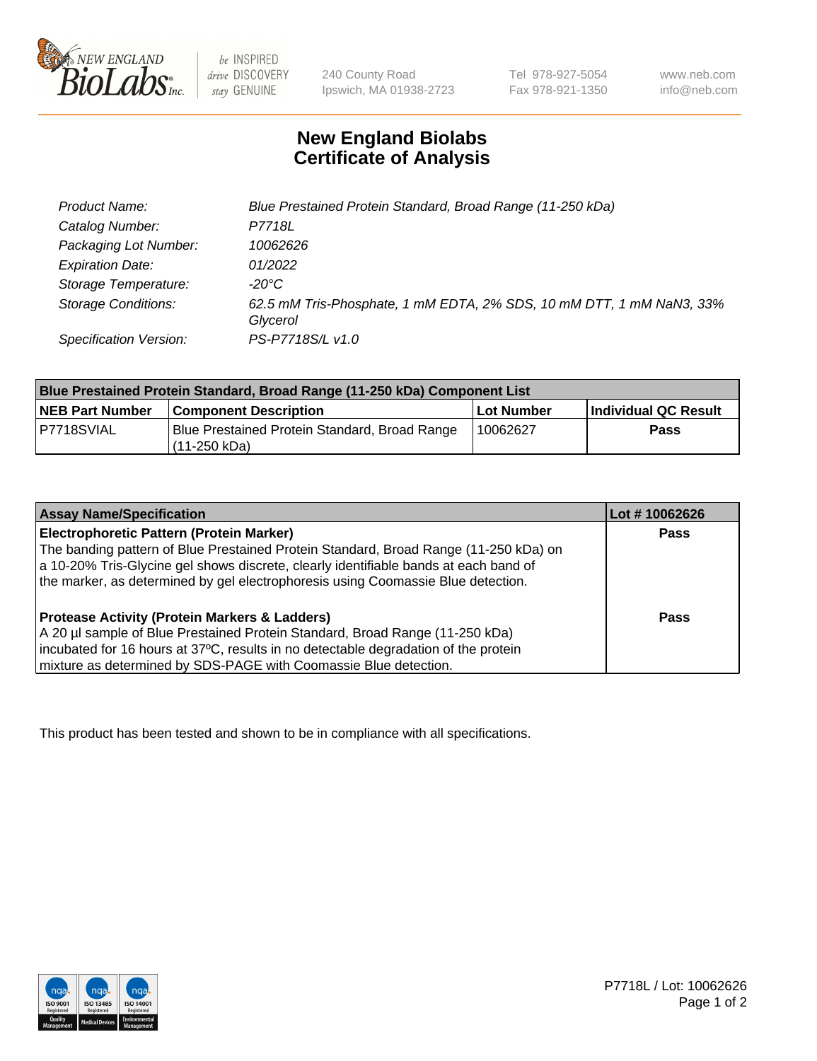240 County Road
Ipswich, MA 01938-2723

Tel 978-927-5054
Fax 978-921-1350

www.neb.com
info@neb.com

# New England Biolabs
# Certificate of Analysis

| | |
|---|---|
| Product Name: | *Blue Prestained Protein Standard, Broad Range (11-250 kDa)* |
| Catalog Number: | *P7718L* |
| Packaging Lot Number: | *10062626* |
| Expiration Date: | *01/2022* |
| Storage Temperature: | *-20°C* |
| Storage Conditions: | *62.5 mM Tris-Phosphate, 1 mM EDTA, 2% SDS, 10 mM DTT, 1 mM NaN3, 33% Glycerol* |
| Specification Version: | *PS-P7718S/L v1.0* |

| Blue Prestained Protein Standard, Broad Range (11-250 kDa) Component List | | | |
|---|---|---|---|
| **NEB Part Number** | **Component Description** | **Lot Number** | **Individual QC Result** |
| P7718SVIAL | Blue Prestained Protein Standard, Broad Range (11-250 kDa) | 10062627 | **Pass** |

| Assay Name/Specification | Lot # 10062626 |
|---|---|
| **Electrophoretic Pattern (Protein Marker)**<br>The banding pattern of Blue Prestained Protein Standard, Broad Range (11-250 kDa) on a 10-20% Tris-Glycine gel shows discrete, clearly identifiable bands at each band of the marker, as determined by gel electrophoresis using Coomassie Blue detection. | **Pass** |
| **Protease Activity (Protein Markers & Ladders)**<br>A 20 µl sample of Blue Prestained Protein Standard, Broad Range (11-250 kDa) incubated for 16 hours at 37ºC, results in no detectable degradation of the protein mixture as determined by SDS-PAGE with Coomassie Blue detection. | **Pass** |

This product has been tested and shown to be in compliance with all specifications.

P7718L / Lot: 10062626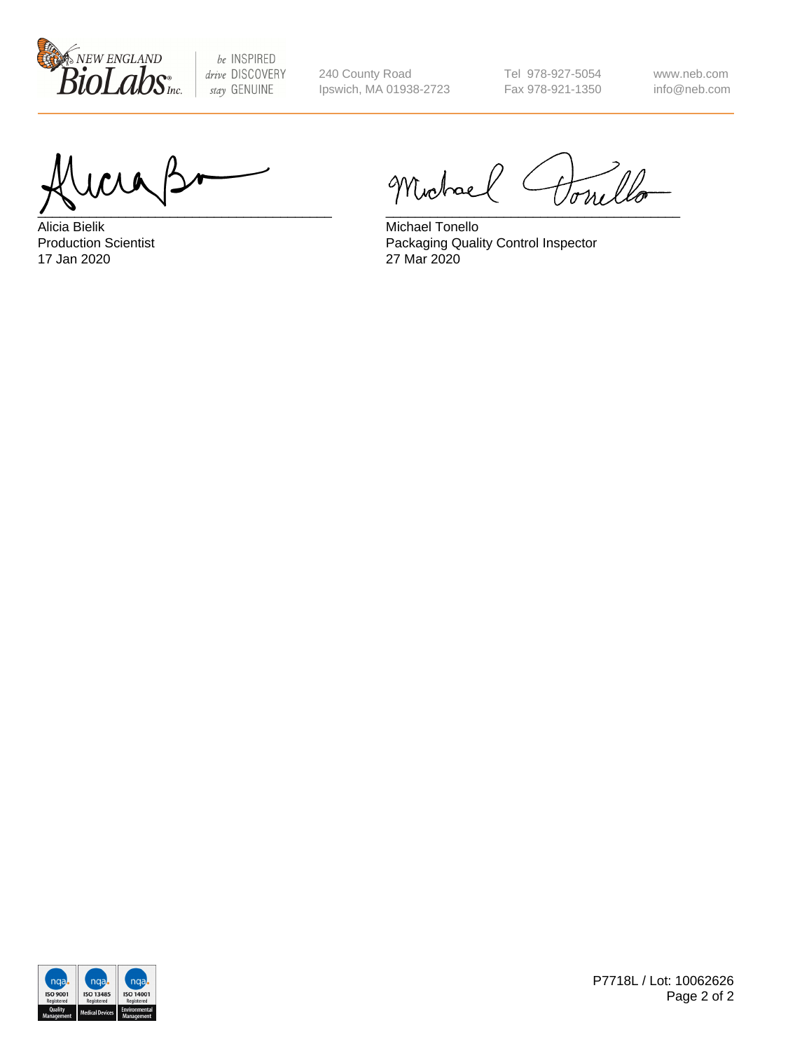Alicia Bielik
Production Scientist
17 Jan 2020

Michael Tonello
Packaging Quality Control Inspector
27 Mar 2020

P7718L / Lot: 10062626